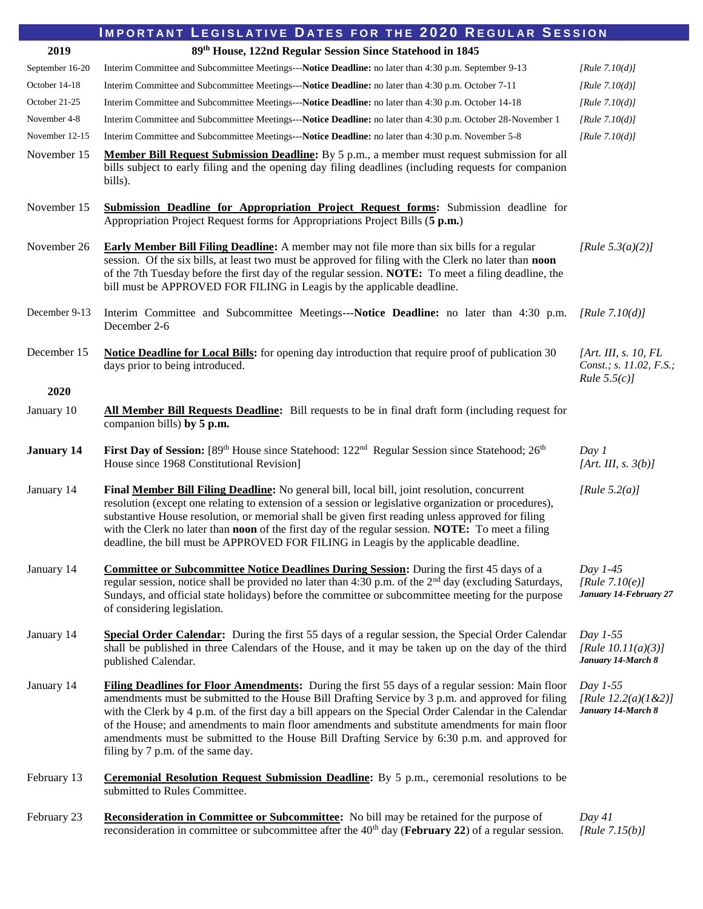# IMPORTANT LEGISLATIVE DATES FOR THE 2020 REGULAR SESSION

| 2019 | 89th House, 122nd Regular Session Since Statehood in 1845 | |
|---|---|---|
| September 16-20 | Interim Committee and Subcommittee Meetings---**Notice Deadline:** no later than 4:30 p.m. September 9-13 | *[Rule 7.10(d)]* |
| October 14-18 | Interim Committee and Subcommittee Meetings---**Notice Deadline:** no later than 4:30 p.m. October 7-11 | *[Rule 7.10(d)]* |
| October 21-25 | Interim Committee and Subcommittee Meetings---**Notice Deadline:** no later than 4:30 p.m. October 14-18 | *[Rule 7.10(d)]* |
| November 4-8 | Interim Committee and Subcommittee Meetings---**Notice Deadline:** no later than 4:30 p.m. October 28-November 1 | *[Rule 7.10(d)]* |
| November 12-15 | Interim Committee and Subcommittee Meetings---**Notice Deadline:** no later than 4:30 p.m. November 5-8 | *[Rule 7.10(d)]* |
| November 15 | **Member Bill Request Submission Deadline:** By 5 p.m., a member must request submission for all bills subject to early filing and the opening day filing deadlines (including requests for companion bills). | |
| November 15 | **Submission Deadline for Appropriation Project Request forms:** Submission deadline for Appropriation Project Request forms for Appropriations Project Bills (**5 p.m.**) | |
| November 26 | **Early Member Bill Filing Deadline:** A member may not file more than six bills for a regular session. Of the six bills, at least two must be approved for filing with the Clerk no later than **noon** of the 7th Tuesday before the first day of the regular session. **NOTE:** To meet a filing deadline, the bill must be APPROVED FOR FILING in Leagis by the applicable deadline. | *[Rule 5.3(a)(2)]* |
| December 9-13 | Interim Committee and Subcommittee Meetings---**Notice Deadline:** no later than 4:30 p.m. December 2-6 | *[Rule 7.10(d)]* |
| December 15 | **Notice Deadline for Local Bills:** for opening day introduction that require proof of publication 30 days prior to being introduced. | *[Art. III, s. 10, FL Const.; s. 11.02, F.S.; Rule 5.5(c)]* |
| **2020** | | |
| January 10 | **All Member Bill Requests Deadline:** Bill requests to be in final draft form (including request for companion bills) **by 5 p.m.** | |
| **January 14** | **First Day of Session:** [89th House since Statehood: 122nd Regular Session since Statehood; 26th House since 1968 Constitutional Revision] | *Day 1* *[Art. III, s. 3(b)]* |
| January 14 | **Final Member Bill Filing Deadline:** No general bill, local bill, joint resolution, concurrent resolution (except one relating to extension of a session or legislative organization or procedures), substantive House resolution, or memorial shall be given first reading unless approved for filing with the Clerk no later than **noon** of the first day of the regular session. **NOTE:** To meet a filing deadline, the bill must be APPROVED FOR FILING in Leagis by the applicable deadline. | *[Rule 5.2(a)]* |
| January 14 | **Committee or Subcommittee Notice Deadlines During Session:** During the first 45 days of a regular session, notice shall be provided no later than 4:30 p.m. of the 2nd day (excluding Saturdays, Sundays, and official state holidays) before the committee or subcommittee meeting for the purpose of considering legislation. | *Day 1-45* *[Rule 7.10(e)]* ***January 14-February 27*** |
| January 14 | **Special Order Calendar:** During the first 55 days of a regular session, the Special Order Calendar shall be published in three Calendars of the House, and it may be taken up on the day of the third published Calendar. | *Day 1-55* *[Rule 10.11(a)(3)]* ***January 14-March 8*** |
| January 14 | **Filing Deadlines for Floor Amendments:** During the first 55 days of a regular session: Main floor amendments must be submitted to the House Bill Drafting Service by 3 p.m. and approved for filing with the Clerk by 4 p.m. of the first day a bill appears on the Special Order Calendar in the Calendar of the House; and amendments to main floor amendments and substitute amendments for main floor amendments must be submitted to the House Bill Drafting Service by 6:30 p.m. and approved for filing by 7 p.m. of the same day. | *Day 1-55* *[Rule 12.2(a)(1&2)]* ***January 14-March 8*** |
| February 13 | **Ceremonial Resolution Request Submission Deadline:** By 5 p.m., ceremonial resolutions to be submitted to Rules Committee. | |
| February 23 | **Reconsideration in Committee or Subcommittee:** No bill may be retained for the purpose of reconsideration in committee or subcommittee after the 40th day (**February 22**) of a regular session. | *Day 41* *[Rule 7.15(b)]* |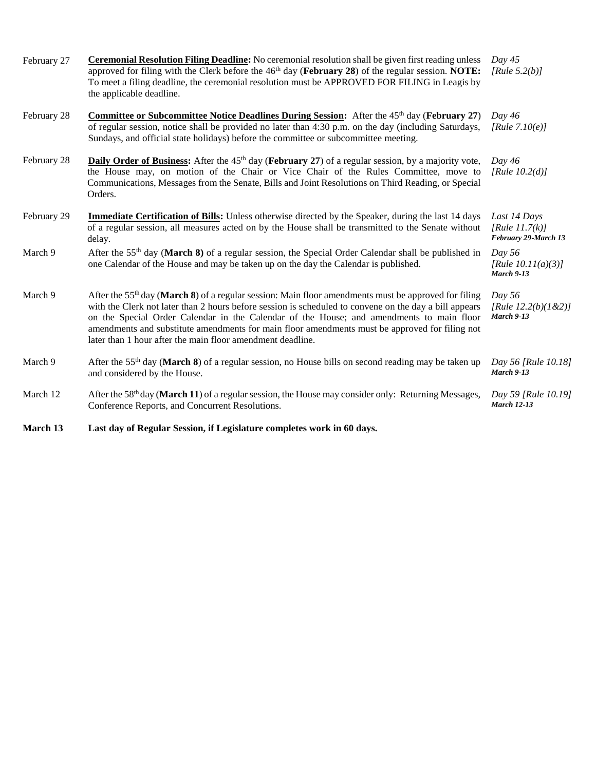| | | |
|---|---|---|
| February 27 | **Ceremonial Resolution Filing Deadline:** No ceremonial resolution shall be given first reading unless approved for filing with the Clerk before the 46th day (**February 28**) of the regular session. **NOTE:** To meet a filing deadline, the ceremonial resolution must be APPROVED FOR FILING in Leagis by the applicable deadline. | *Day 45* *[Rule 5.2(b)]* |
| February 28 | **Committee or Subcommittee Notice Deadlines During Session:** After the 45th day (**February 27**) of regular session, notice shall be provided no later than 4:30 p.m. on the day (including Saturdays, Sundays, and official state holidays) before the committee or subcommittee meeting. | *Day 46* *[Rule 7.10(e)]* |
| February 28 | **Daily Order of Business:** After the 45th day (**February 27**) of a regular session, by a majority vote, the House may, on motion of the Chair or Vice Chair of the Rules Committee, move to Communications, Messages from the Senate, Bills and Joint Resolutions on Third Reading, or Special Orders. | *Day 46* *[Rule 10.2(d)]* |
| February 29 | **Immediate Certification of Bills:** Unless otherwise directed by the Speaker, during the last 14 days of a regular session, all measures acted on by the House shall be transmitted to the Senate without delay. | *Last 14 Days* *[Rule 11.7(k)]* ***February 29-March 13*** |
| March 9 | After the 55th day (**March 8)** of a regular session, the Special Order Calendar shall be published in one Calendar of the House and may be taken up on the day the Calendar is published. | *Day 56* *[Rule 10.11(a)(3)]* ***March 9-13*** |
| March 9 | After the 55th day (**March 8**) of a regular session: Main floor amendments must be approved for filing with the Clerk not later than 2 hours before session is scheduled to convene on the day a bill appears on the Special Order Calendar in the Calendar of the House; and amendments to main floor amendments and substitute amendments for main floor amendments must be approved for filing not later than 1 hour after the main floor amendment deadline. | *Day 56* *[Rule 12.2(b)(1&2)]* ***March 9-13*** |
| March 9 | After the 55th day (**March 8**) of a regular session, no House bills on second reading may be taken up and considered by the House. | *Day 56 [Rule 10.18]* ***March 9-13*** |
| March 12 | After the 58th day (**March 11**) of a regular session, the House may consider only: Returning Messages, Conference Reports, and Concurrent Resolutions. | *Day 59 [Rule 10.19]* ***March 12-13*** |
| **March 13** | **Last day of Regular Session, if Legislature completes work in 60 days.** | |